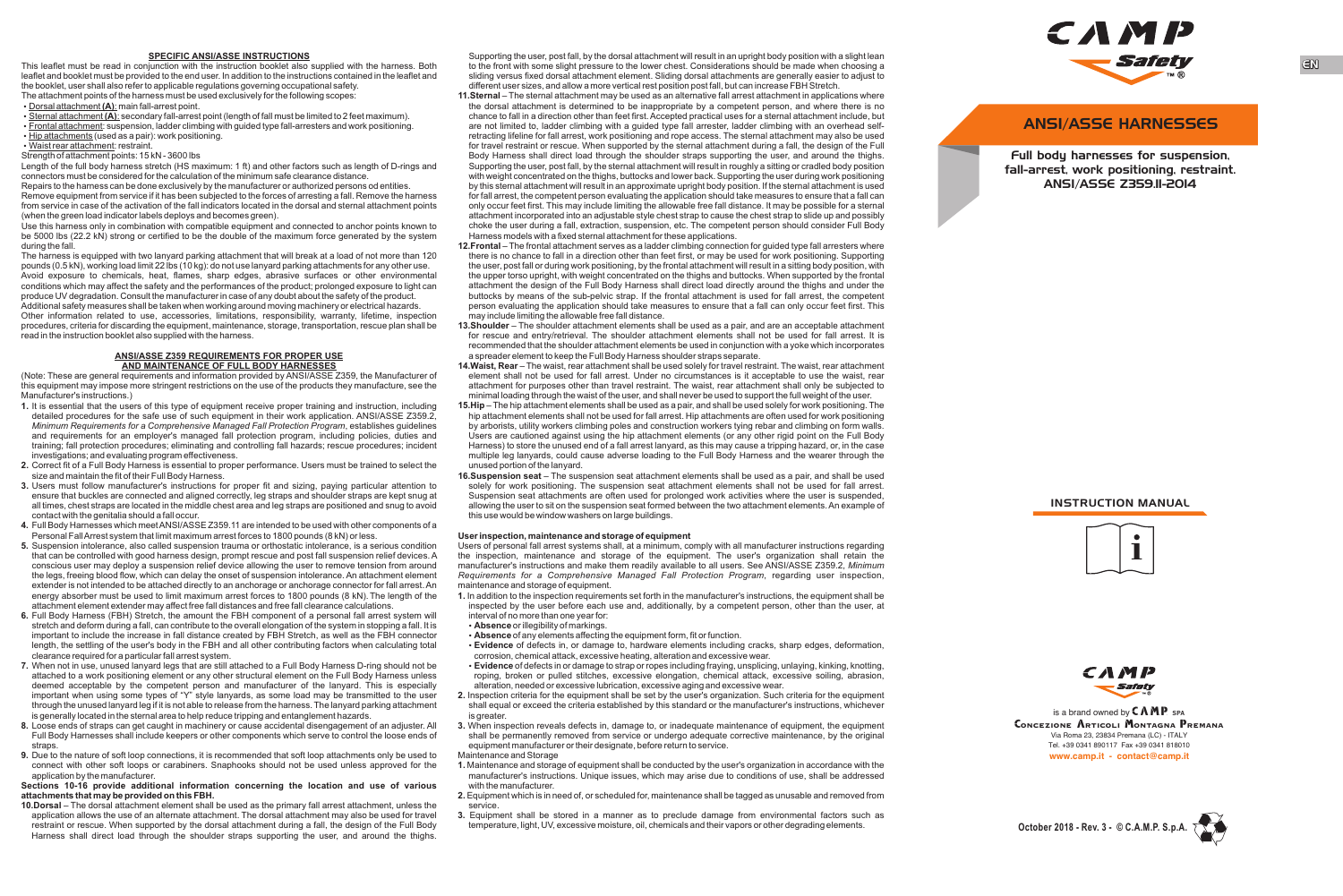## SPECIFIC ANSI/ASSE INSTRUCTIONS

This leaflet must be read in conjunction with the instruction booklet also supplied with the harness. Both leaflet and booklet must be provided to the end user. In addition to the instructions contained in the leaflet and the booklet, user shall also refer to applicable regulations governing occupational safety.

The attachment points of the harness must be used exclusively for the following scopes:

- Dorsal attachment **(A)**: main fall-arrest point.
- Sternal attachment **(A)**: secondary fall-arrest point (length of fall must be limited to 2 feet maximum).
- Frontal attachment: suspension, ladder climbing with guided type fall-arresters and work positioning.
- Hip attachments (used as a pair): work positioning.
- Waist rear attachment: restraint.

Strength of attachment points: 15 kN - 3600 lbs

Length of the full body harness stretch (HS maximum: 1 ft) and other factors such as length of D-rings and connectors must be considered for the calculation of the minimum safe clearance distance.

Repairs to the harness can be done exclusively by the manufacturer or authorized persons od entities.

Remove equipment from service if it has been subjected to the forces of arresting a fall. Remove the harness from service in case of the activation of the fall indicators located in the dorsal and sternal attachment points (when the green load indicator labels deploys and becomes green).

Use this harness only in combination with compatible equipment and connected to anchor points known to be 5000 lbs (22.2 kN) strong or certified to be the double of the maximum force generated by the system during the fall.

The harness is equipped with two lanyard parking attachment that will break at a load of not more than 120 pounds (0.5 kN), working load limit 22 lbs (10 kg): do not use lanyard parking attachments for any other use.

Avoid exposure to chemicals, heat, flames, sharp edges, abrasive surfaces or other environmental conditions which may affect the safety and the performances of the product; prolonged exposure to light can produce UV degradation. Consult the manufacturer in case of any doubt about the safety of the product.

Additional safety measures shall be taken when working around moving machinery or electrical hazards.

Other information related to use, accessories, limitations, responsibility, warranty, lifetime, inspection procedures, criteria for discarding the equipment, maintenance, storage, transportation, rescue plan shall be read in the instruction booklet also supplied with the harness.

## ANSI/ASSE Z359 REQUIREMENTS FOR PROPER USE AND MAINTENANCE OF FULL BODY HARNESSES

(Note: These are general requirements and information provided by ANSI/ASSE Z359, the Manufacturer of this equipment may impose more stringent restrictions on the use of the products they manufacture, see the Manufacturer's instructions.)

1. It is essential that the users of this type of equipment receive proper training and instruction, including detailed procedures for the safe use of such equipment in their work application. ANSI/ASSE Z359.2, *Minimum Requirements for a Comprehensive Managed Fall Protection Program*, establishes guidelines and requirements for an employer's managed fall protection program, including policies, duties and training; fall protection procedures; eliminating and controlling fall hazards; rescue procedures; incident investigations; and evaluating program effectiveness.
2. Correct fit of a Full Body Harness is essential to proper performance. Users must be trained to select the size and maintain the fit of their Full Body Harness.
3. Users must follow manufacturer's instructions for proper fit and sizing, paying particular attention to ensure that buckles are connected and aligned correctly, leg straps and shoulder straps are kept snug at all times, chest straps are located in the middle chest area and leg straps are positioned and snug to avoid contact with the genitalia should a fall occur.
4. Full Body Harnesses which meet ANSI/ASSE Z359.11 are intended to be used with other components of a Personal Fall Arrest system that limit maximum arrest forces to 1800 pounds (8 kN) or less.
5. Suspension intolerance, also called suspension trauma or orthostatic intolerance, is a serious condition that can be controlled with good harness design, prompt rescue and post fall suspension relief devices. A conscious user may deploy a suspension relief device allowing the user to remove tension from around the legs, freeing blood flow, which can delay the onset of suspension intolerance. An attachment element extender is not intended to be attached directly to an anchorage or anchorage connector for fall arrest. An energy absorber must be used to limit maximum arrest forces to 1800 pounds (8 kN). The length of the attachment element extender may affect free fall distances and free fall clearance calculations.
6. Full Body Harness (FBH) Stretch, the amount the FBH component of a personal fall arrest system will stretch and deform during a fall, can contribute to the overall elongation of the system in stopping a fall. It is important to include the increase in fall distance created by FBH Stretch, as well as the FBH connector length, the settling of the user's body in the FBH and all other contributing factors when calculating total clearance required for a particular fall arrest system.
7. When not in use, unused lanyard legs that are still attached to a Full Body Harness D-ring should not be attached to a work positioning element or any other structural element on the Full Body Harness unless deemed acceptable by the competent person and manufacturer of the lanyard. This is especially important when using some types of "Y" style lanyards, as some load may be transmitted to the user through the unused lanyard leg if it is not able to release from the harness. The lanyard parking attachment is generally located in the sternal area to help reduce tripping and entanglement hazards.
8. Loose ends of straps can get caught in machinery or cause accidental disengagement of an adjuster. All Full Body Harnesses shall include keepers or other components which serve to control the loose ends of straps.
9. Due to the nature of soft loop connections, it is recommended that soft loop attachments only be used to connect with other soft loops or carabiners. Snaphooks should not be used unless approved for the application by the manufacturer.

**Sections 10-16 provide additional information concerning the location and use of various attachments that may be provided on this FBH.**

10. **Dorsal** – The dorsal attachment element shall be used as the primary fall arrest attachment, unless the application allows the use of an alternate attachment. The dorsal attachment may also be used for travel restraint or rescue. When supported by the dorsal attachment during a fall, the design of the Full Body Harness shall direct load through the shoulder straps supporting the user, and around the thighs. Supporting the user, post fall, by the dorsal attachment will result in an upright body position with a slight lean to the front with some slight pressure to the lower chest. Considerations should be made when choosing a sliding versus fixed dorsal attachment element. Sliding dorsal attachments are generally easier to adjust to different user sizes, and allow a more vertical rest position post fall, but can increase FBH Stretch.
11. **Sternal** – The sternal attachment may be used as an alternative fall arrest attachment in applications where the dorsal attachment is determined to be inappropriate by a competent person, and where there is no chance to fall in a direction other than feet first. Accepted practical uses for a sternal attachment include, but are not limited to, ladder climbing with a guided type fall arrester, ladder climbing with an overhead self-retracting lifeline for fall arrest, work positioning and rope access. The sternal attachment may also be used for travel restraint or rescue. When supported by the sternal attachment during a fall, the design of the Full Body Harness shall direct load through the shoulder straps supporting the user, and around the thighs. Supporting the user, post fall, by the sternal attachment will result in roughly a sitting or cradled body position with weight concentrated on the thighs, buttocks and lower back. Supporting the user during work positioning by this sternal attachment will result in an approximate upright body position. If the sternal attachment is used for fall arrest, the competent person evaluating the application should take measures to ensure that a fall can only occur feet first. This may include limiting the allowable free fall distance. It may be possible for a sternal attachment incorporated into an adjustable style chest strap to cause the chest strap to slide up and possibly choke the user during a fall, extraction, suspension, etc. The competent person should consider Full Body Harness models with a fixed sternal attachment for these applications.
12. **Frontal** – The frontal attachment serves as a ladder climbing connection for guided type fall arresters where there is no chance to fall in a direction other than feet first, or may be used for work positioning. Supporting the user, post fall or during work positioning, by the frontal attachment will result in a sitting body position, with the upper torso upright, with weight concentrated on the thighs and buttocks. When supported by the frontal attachment the design of the Full Body Harness shall direct load directly around the thighs and under the buttocks by means of the sub-pelvic strap. If the frontal attachment is used for fall arrest, the competent person evaluating the application should take measures to ensure that a fall can only occur feet first. This may include limiting the allowable free fall distance.
13. **Shoulder** – The shoulder attachment elements shall be used as a pair, and are an acceptable attachment for rescue and entry/retrieval. The shoulder attachment elements shall not be used for fall arrest. It is recommended that the shoulder attachment elements be used in conjunction with a yoke which incorporates a spreader element to keep the Full Body Harness shoulder straps separate.
14. **Waist, Rear** – The waist, rear attachment shall be used solely for travel restraint. The waist, rear attachment element shall not be used for fall arrest. Under no circumstances is it acceptable to use the waist, rear attachment for purposes other than travel restraint. The waist, rear attachment shall only be subjected to minimal loading through the waist of the user, and shall never be used to support the full weight of the user.
15. **Hip** – The hip attachment elements shall be used as a pair, and shall be used solely for work positioning. The hip attachment elements shall not be used for fall arrest. Hip attachments are often used for work positioning by arborists, utility workers climbing poles and construction workers tying rebar and climbing on form walls. Users are cautioned against using the hip attachment elements (or any other rigid point on the Full Body Harness) to store the unused end of a fall arrest lanyard, as this may cause a tripping hazard, or, in the case multiple leg lanyards, could cause adverse loading to the Full Body Harness and the wearer through the unused portion of the lanyard.
16. **Suspension seat** – The suspension seat attachment elements shall be used as a pair, and shall be used solely for work positioning. The suspension seat attachment elements shall not be used for fall arrest. Suspension seat attachments are often used for prolonged work activities where the user is suspended, allowing the user to sit on the suspension seat formed between the two attachment elements. An example of this use would be window washers on large buildings.

### User inspection, maintenance and storage of equipment

Users of personal fall arrest systems shall, at a minimum, comply with all manufacturer instructions regarding the inspection, maintenance and storage of the equipment. The user's organization shall retain the manufacturer's instructions and make them readily available to all users. See ANSI/ASSE Z359.2, *Minimum Requirements for a Comprehensive Managed Fall Protection Program*, regarding user inspection, maintenance and storage of equipment.

1. In addition to the inspection requirements set forth in the manufacturer's instructions, the equipment shall be inspected by the user before each use and, additionally, by a competent person, other than the user, at interval of no more than one year for:
   - **Absence** or illegibility of markings.
   - **Absence** of any elements affecting the equipment form, fit or function.
   - **Evidence** of defects in, or damage to, hardware elements including cracks, sharp edges, deformation, corrosion, chemical attack, excessive heating, alteration and excessive wear.
   - **Evidence** of defects in or damage to strap or ropes including fraying, unsplicing, unlaying, kinking, knotting, roping, broken or pulled stitches, excessive elongation, chemical attack, excessive soiling, abrasion, alteration, needed or excessive lubrication, excessive aging and excessive wear.
2. Inspection criteria for the equipment shall be set by the user's organization. Such criteria for the equipment shall equal or exceed the criteria established by this standard or the manufacturer's instructions, whichever is greater.
3. When inspection reveals defects in, damage to, or inadequate maintenance of equipment, the equipment shall be permanently removed from service or undergo adequate corrective maintenance, by the original equipment manufacturer or their designate, before return to service.

Maintenance and Storage

1. Maintenance and storage of equipment shall be conducted by the user's organization in accordance with the manufacturer's instructions. Unique issues, which may arise due to conditions of use, shall be addressed with the manufacturer.
2. Equipment which is in need of, or scheduled for, maintenance shall be tagged as unusable and removed from service.
3. Equipment shall be stored in a manner as to preclude damage from environmental factors such as temperature, light, UV, excessive moisture, oil, chemicals and their vapors or other degrading elements.

CAMP Safety

EN

# ANSI/ASSE HARNESSES

**Full body harnesses for suspension, fall-arrest, work positioning, restraint. ANSI/ASSE Z359.11-2014**

INSTRUCTION MANUAL

is a brand owned by CAMP SPA
Concezione Articoli Montagna Premana
Via Roma 23, 23834 Premana (LC) - ITALY
Tel. +39 0341 890117 Fax +39 0341 818010
www.camp.it - contact@camp.it

October 2018 - Rev. 3 - © C.A.M.P. S.p.A.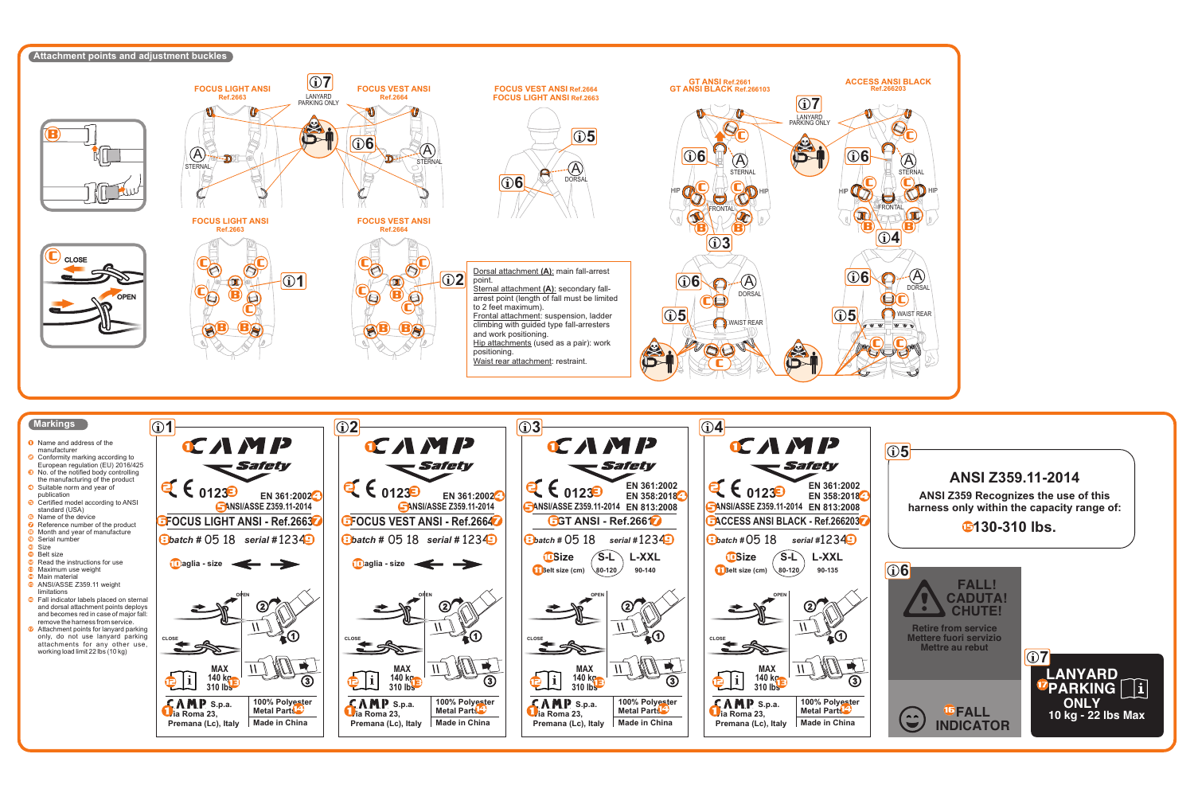## Attachment points and adjustment buckles

FOCUS LIGHT ANSI Ref.2663

LANYARD PARKING ONLY

FOCUS VEST ANSI Ref.2664

FOCUS VEST ANSI Ref.2664
FOCUS LIGHT ANSI Ref.2663

GT ANSI Ref.2661
GT ANSI BLACK Ref.266103

ACCESS ANSI BLACK Ref.266203

STERNAL

DORSAL

HIP

FRONTAL

WAIST REAR

CLOSE

OPEN

FOCUS LIGHT ANSI Ref.2663

FOCUS VEST ANSI Ref.2664

Dorsal attachment (A): main fall-arrest point.
Sternal attachment (A): secondary fall-arrest point (length of fall must be limited to 2 feet maximum).
Frontal attachment: suspension, ladder climbing with guided type fall-arresters and work positioning.
Hip attachments (used as a pair): work positioning.
Waist rear attachment: restraint.

## Markings

1. Name and address of the manufacturer
2. Conformity marking according to European regulation (EU) 2016/425
3. No. of the notified body controlling the manufacturing of the product
4. Suitable norm and year of publication
5. Certified model according to ANSI standard (USA)
6. Name of the device
7. Reference number of the product
8. Month and year of manufacture
9. Serial number
10. Size
11. Belt size
12. Read the instructions for use
13. Maximum use weight
14. Main material
15. ANSI/ASSE Z359.11 weight limitations
16. Fall indicator labels placed on sternal and dorsal attachment points deploys and becomes red in case of major fall: remove the harness from service.
17. Attachment points for lanyard parking only, do not use lanyard parking attachments for any other use, working load limit 22 lbs (10 kg)

**i1**
CAMP Safety
CE 0123 EN 361:2002
ANSI/ASSE Z359.11-2014
FOCUS LIGHT ANSI - Ref.2663
batch # 05 18 serial #1234
Taglia - size
OPEN CLOSE
MAX 140 kg 310 lbs
CAMP S.p.a. Via Roma 23, Premana (Lc), Italy
100% Polyester Metal Parts
Made in China

**i2**
CAMP Safety
CE 0123 EN 361:2002
ANSI/ASSE Z359.11-2014
FOCUS VEST ANSI - Ref.2664
batch # 05 18 serial #1234
Taglia - size
OPEN CLOSE
MAX 140 kg 310 lbs
CAMP S.p.a. Via Roma 23, Premana (Lc), Italy
100% Polyester Metal Parts
Made in China

**i3**
CAMP Safety
CE 0123 EN 361:2002 EN 358:2018
ANSI/ASSE Z359.11-2014 EN 813:2008
GT ANSI - Ref.2661
batch # 05 18 serial #1234
Size S-L L-XXL
Belt size (cm) 80-120 90-140
OPEN CLOSE
MAX 140 kg 310 lbs
CAMP S.p.a. Via Roma 23, Premana (Lc), Italy
100% Polyester Metal Parts
Made in China

**i4**
CAMP Safety
CE 0123 EN 361:2002 EN 358:2018
ANSI/ASSE Z359.11-2014 EN 813:2008
ACCESS ANSI BLACK - Ref.266203
batch # 05 18 serial #1234
Size S-L L-XXL
Belt size (cm) 80-120 90-135
OPEN CLOSE
MAX 140 kg 310 lbs
CAMP S.p.a. Via Roma 23, Premana (Lc), Italy
100% Polyester Metal Parts
Made in China

**i5**
ANSI Z359.11-2014
ANSI Z359 Recognizes the use of this harness only within the capacity range of:
130-310 lbs.

**i6**
FALL! CADUTA! CHUTE!
Retire from service
Mettere fuori servizio
Mettre au rebut
FALL INDICATOR

**i7**
LANYARD PARKING ONLY
10 kg - 22 lbs Max